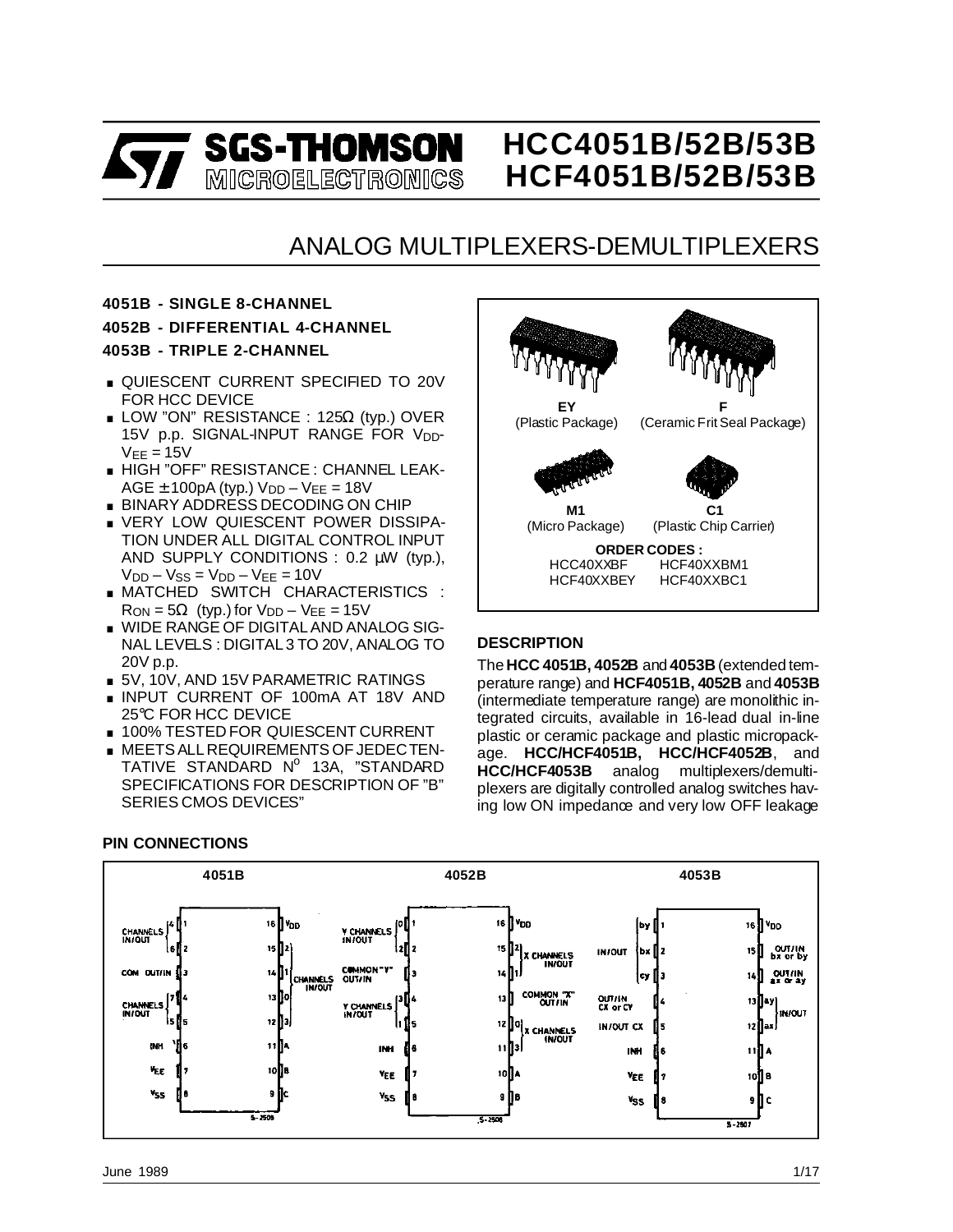# HCC4051B/52B/53B
# HCF4051B/52B/53B

SGS-THOMSON MICROELECTRONICS

## ANALOG MULTIPLEXERS-DEMULTIPLEXERS

**4051B - SINGLE 8-CHANNEL**

**4052B - DIFFERENTIAL 4-CHANNEL**

**4053B - TRIPLE 2-CHANNEL**

- QUIESCENT CURRENT SPECIFIED TO 20V FOR HCC DEVICE
- LOW "ON" RESISTANCE : 125Ω (typ.) OVER 15V p.p. SIGNAL-INPUT RANGE FOR $V_{DD}$-$V_{EE}$ = 15V
- HIGH "OFF" RESISTANCE : CHANNEL LEAKAGE ± 100pA (typ.) $V_{DD}$ – $V_{EE}$ = 18V
- BINARY ADDRESS DECODING ON CHIP
- VERY LOW QUIESCENT POWER DISSIPATION UNDER ALL DIGITAL CONTROL INPUT AND SUPPLY CONDITIONS : 0.2 µW (typ.), $V_{DD}$ – $V_{SS}$ = $V_{DD}$ – $V_{EE}$ = 10V
- MATCHED SWITCH CHARACTERISTICS : $R_{ON}$ = 5Ω (typ.) for $V_{DD}$ – $V_{EE}$ = 15V
- WIDE RANGE OF DIGITAL AND ANALOG SIGNAL LEVELS : DIGITAL 3 TO 20V, ANALOG TO 20V p.p.
- 5V, 10V, AND 15V PARAMETRIC RATINGS
- INPUT CURRENT OF 100mA AT 18V AND 25°C FOR HCC DEVICE
- 100% TESTED FOR QUIESCENT CURRENT
- MEETS ALL REQUIREMENTS OF JEDEC TENTATIVE STANDARD N° 13A, "STANDARD SPECIFICATIONS FOR DESCRIPTION OF "B" SERIES CMOS DEVICES"

**EY** (Plastic Package) | **F** (Ceramic Frit Seal Package) | **M1** (Micro Package) | **C1** (Plastic Chip Carrier)

**ORDER CODES :**

| | |
|---|---|
| HCC40XXBF | HCF40XXBM1 |
| HCF40XXBEY | HCF40XXBC1 |

### DESCRIPTION

The **HCC 4051B, 4052B** and **4053B** (extended temperature range) and **HCF4051B, 4052B** and **4053B** (intermediate temperature range) are monolithic integrated circuits, available in 16-lead dual in-line plastic or ceramic package and plastic micropackage. **HCC/HCF4051B, HCC/HCF4052B**, and **HCC/HCF4053B** analog multiplexers/demultiplexers are digitally controlled analog switches having low ON impedance and very low OFF leakage

### PIN CONNECTIONS

**4051B**

| Pin | Function | Pin | Function |
|---|---|---|---|
| 1 | 4 (CHANNELS IN/OUT) | 16 | $V_{DD}$ |
| 2 | 6 (CHANNELS IN/OUT) | 15 | 2 (CHANNELS IN/OUT) |
| 3 | COM OUT/IN | 14 | 1 (CHANNELS IN/OUT) |
| 4 | 7 (CHANNELS IN/OUT) | 13 | 0 (CHANNELS IN/OUT) |
| 5 | 5 (CHANNELS IN/OUT) | 12 | 3 (CHANNELS IN/OUT) |
| 6 | INH | 11 | A |
| 7 | $V_{EE}$ | 10 | B |
| 8 | $V_{SS}$ | 9 | C |

**4052B**

| Pin | Function | Pin | Function |
|---|---|---|---|
| 1 | 0 (Y CHANNELS IN/OUT) | 16 | $V_{DD}$ |
| 2 | 2 (Y CHANNELS IN/OUT) | 15 | 2 (X CHANNELS IN/OUT) |
| 3 | COMMON "Y" OUT/IN | 14 | 1 (X CHANNELS IN/OUT) |
| 4 | 3 (Y CHANNELS IN/OUT) | 13 | COMMON "X" OUT/IN |
| 5 | 1 (Y CHANNELS IN/OUT) | 12 | 0 (X CHANNELS IN/OUT) |
| 6 | INH | 11 | 3 (X CHANNELS IN/OUT) |
| 7 | $V_{EE}$ | 10 | A |
| 8 | $V_{SS}$ | 9 | B |

**4053B**

| Pin | Function | Pin | Function |
|---|---|---|---|
| 1 | by (IN/OUT) | 16 | $V_{DD}$ |
| 2 | bx (IN/OUT) | 15 | OUT/IN bx or by |
| 3 | cy (IN/OUT) | 14 | OUT/IN ax or ay |
| 4 | OUT/IN CX or CY | 13 | ay (IN/OUT) |
| 5 | IN/OUT CX | 12 | ax (IN/OUT) |
| 6 | INH | 11 | A |
| 7 | $V_{EE}$ | 10 | B |
| 8 | $V_{SS}$ | 9 | C |

June 1989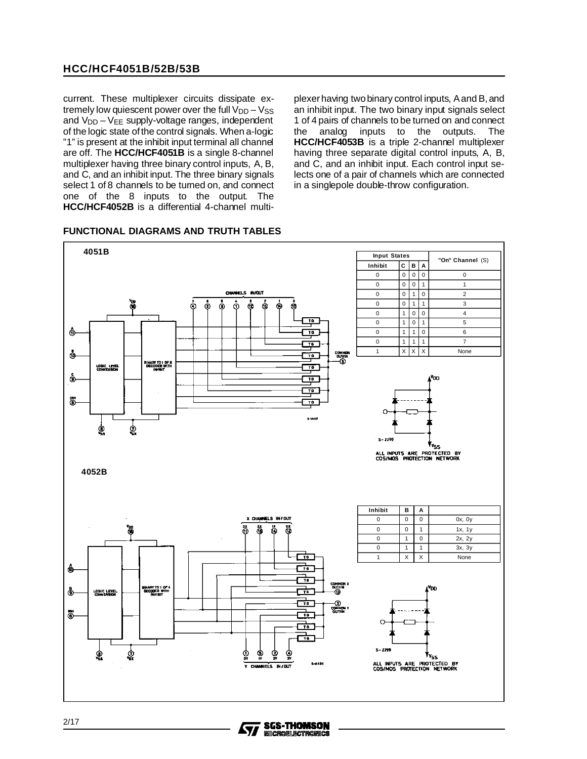current. These multiplexer circuits dissipate extremely low quiescent power over the full $V_{DD} - V_{SS}$ and $V_{DD} - V_{EE}$ supply-voltage ranges, independent of the logic state of the control signals. When a-logic "1" is present at the inhibit input terminal all channel are off. The **HCC/HCF4051B** is a single 8-channel multiplexer having three binary control inputs, A, B, and C, and an inhibit input. The three binary signals select 1 of 8 channels to be turned on, and connect one of the 8 inputs to the output. The **HCC/HCF4052B** is a differential 4-channel multiplexer having two binary control inputs, A and B, and an inhibit input. The two binary input signals select 1 of 4 pairs of channels to be turned on and connect the analog inputs to the outputs. The **HCC/HCF4053B** is a triple 2-channel multiplexer having three separate digital control inputs, A, B, and C, and an inhibit input. Each control input selects one of a pair of channels which are connected in a singlepole double-throw configuration.

## FUNCTIONAL DIAGRAMS AND TRUTH TABLES

### 4051B

| Input States | | | | "On" Channel (S) |
|---|---|---|---|---|
| Inhibit | C | B | A | |
| 0 | 0 | 0 | 0 | 0 |
| 0 | 0 | 0 | 1 | 1 |
| 0 | 0 | 1 | 0 | 2 |
| 0 | 0 | 1 | 1 | 3 |
| 0 | 1 | 0 | 0 | 4 |
| 0 | 1 | 0 | 1 | 5 |
| 0 | 1 | 1 | 0 | 6 |
| 0 | 1 | 1 | 1 | 7 |
| 1 | X | X | X | None |

ALL INPUTS ARE PROTECTED BY COS/MOS PROTECTION NETWORK

### 4052B

| Inhibit | B | A | |
|---|---|---|---|
| 0 | 0 | 0 | 0x, 0y |
| 0 | 0 | 1 | 1x, 1y |
| 0 | 1 | 0 | 2x, 2y |
| 0 | 1 | 1 | 3x, 3y |
| 1 | X | X | None |

ALL INPUTS ARE PROTECTED BY COS/MOS PROTECTION NETWORK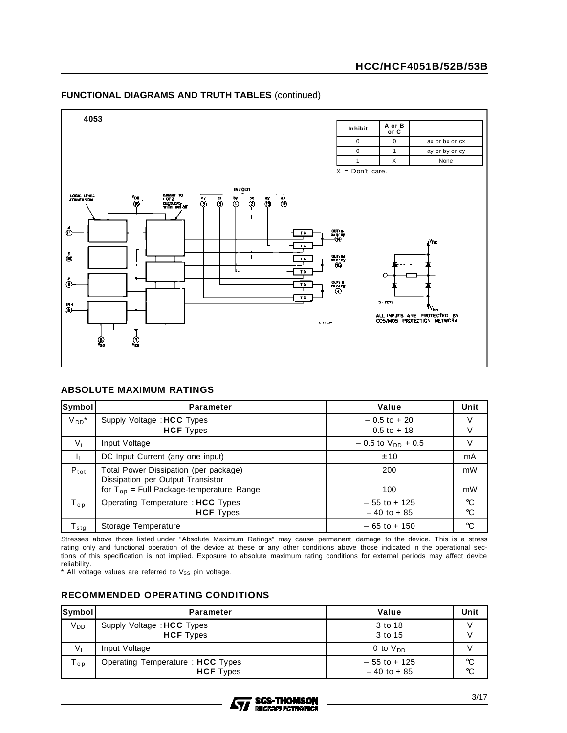## FUNCTIONAL DIAGRAMS AND TRUTH TABLES (continued)

**4053**

| Inhibit | A or B or C | |
|---|---|---|
| 0 | 0 | ax or bx or cx |
| 0 | 1 | ay or by or cy |
| 1 | X | None |

X = Don't care.

ALL INPUTS ARE PROTECTED BY COS/MOS PROTECTION NETWORK

## ABSOLUTE MAXIMUM RATINGS

| Symbol | Parameter | Value | Unit |
|---|---|---|---|
| $V_{DD}$* | Supply Voltage : **HCC** Types<br>**HCF** Types | – 0.5 to + 20<br>– 0.5 to + 18 | V<br>V |
| $V_i$ | Input Voltage | – 0.5 to $V_{DD}$ + 0.5 | V |
| $I_I$ | DC Input Current (any one input) | ± 10 | mA |
| $P_{tot}$ | Total Power Dissipation (per package)<br>Dissipation per Output Transistor<br>for $T_{op}$ = Full Package-temperature Range | 200<br><br>100 | mW<br><br>mW |
| $T_{op}$ | Operating Temperature : **HCC** Types<br>**HCF** Types | – 55 to + 125<br>– 40 to + 85 | °C<br>°C |
| $T_{stg}$ | Storage Temperature | – 65 to + 150 | °C |

Stresses above those listed under "Absolute Maximum Ratings" may cause permanent damage to the device. This is a stress rating only and functional operation of the device at these or any other conditions above those indicated in the operational sections of this specification is not implied. Exposure to absolute maximum rating conditions for external periods may affect device reliability.

\* All voltage values are referred to $V_{SS}$ pin voltage.

## RECOMMENDED OPERATING CONDITIONS

| Symbol | Parameter | Value | Unit |
|---|---|---|---|
| $V_{DD}$ | Supply Voltage : **HCC** Types<br>**HCF** Types | 3 to 18<br>3 to 15 | V<br>V |
| $V_I$ | Input Voltage | 0 to $V_{DD}$ | V |
| $T_{op}$ | Operating Temperature : **HCC** Types<br>**HCF** Types | – 55 to + 125<br>– 40 to + 85 | °C<br>°C |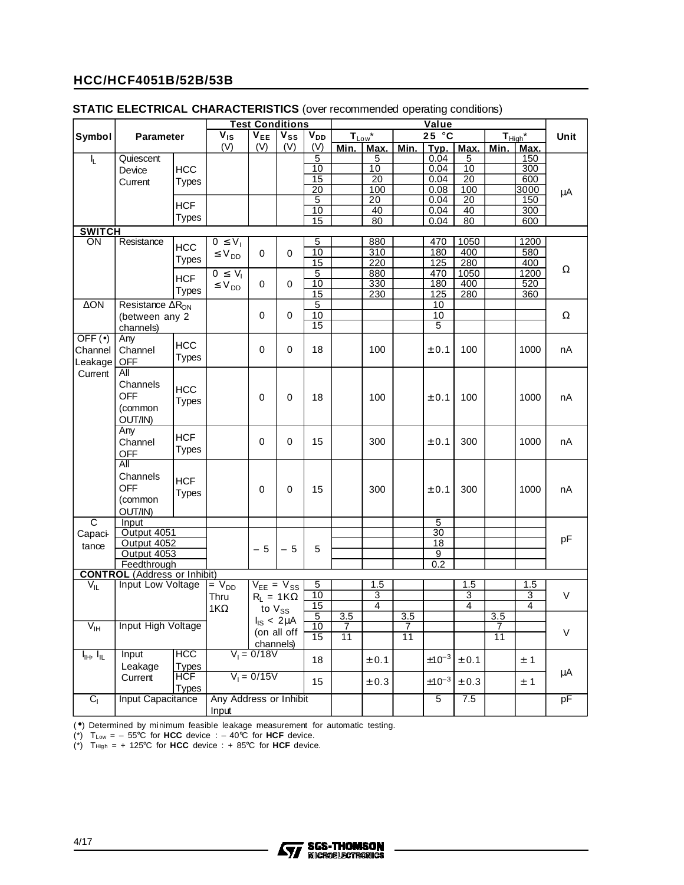## STATIC ELECTRICAL CHARACTERISTICS (over recommended operating conditions)

| Symbol | Parameter | | Test Conditions | | | | Value | | | | | | | Unit |
|---|---|---|---|---|---|---|---|---|---|---|---|---|---|---|
| | | | $V_{IS}$ (V) | $V_{EE}$ (V) | $V_{SS}$ (V) | $V_{DD}$ (V) | $T_{Low}$* Min. | $T_{Low}$* Max. | 25 °C Min. | 25 °C Typ. | 25 °C Max. | $T_{High}$* Min. | $T_{High}$* Max. | |
| $I_L$ | Quiescent Device Current | HCC Types | | | | 5 | | 5 | | 0.04 | 5 | | 150 | µA |
| | | | | | | 10 | | 10 | | 0.04 | 10 | | 300 | |
| | | | | | | 15 | | 20 | | 0.04 | 20 | | 600 | |
| | | | | | | 20 | | 100 | | 0.08 | 100 | | 3000 | |
| | | HCF Types | | | | 5 | | 20 | | 0.04 | 20 | | 150 | |
| | | | | | | 10 | | 40 | | 0.04 | 40 | | 300 | |
| | | | | | | 15 | | 80 | | 0.04 | 80 | | 600 | |
| **SWITCH** | | | | | | | | | | | | | | |
| ON | Resistance | HCC Types | $0 \le V_I \le V_{DD}$ | 0 | 0 | 5 | | 880 | | 470 | 1050 | | 1200 | Ω |
| | | | | | | 10 | | 310 | | 180 | 400 | | 580 | |
| | | | | | | 15 | | 220 | | 125 | 280 | | 400 | |
| | | HCF Types | $0 \le V_I \le V_{DD}$ | 0 | 0 | 5 | | 880 | | 470 | 1050 | | 1200 | |
| | | | | | | 10 | | 330 | | 180 | 400 | | 520 | |
| | | | | | | 15 | | 230 | | 125 | 280 | | 360 | |
| ΔON | Resistance $\Delta R_{ON}$ (between any 2 channels) | | | 0 | 0 | 5 | | | | 10 | | | | Ω |
| | | | | | | 10 | | | | 10 | | | | |
| | | | | | | 15 | | | | 5 | | | | |
| OFF (•) Channel Leakage Current | Any Channel OFF | HCC Types | | 0 | 0 | 18 | | 100 | | ± 0.1 | 100 | | 1000 | nA |
| | All Channels OFF (common OUT/IN) | HCC Types | | 0 | 0 | 18 | | 100 | | ± 0.1 | 100 | | 1000 | nA |
| | Any Channel OFF | HCF Types | | 0 | 0 | 15 | | 300 | | ± 0.1 | 300 | | 1000 | nA |
| | All Channels OFF (common OUT/IN) | HCF Types | | 0 | 0 | 15 | | 300 | | ± 0.1 | 300 | | 1000 | nA |
| C Capacitance | Input | | | – 5 | – 5 | 5 | | | | 5 | | | | pF |
| | Output 4051 | | | | | | | | | 30 | | | | |
| | Output 4052 | | | | | | | | | 18 | | | | |
| | Output 4053 | | | | | | | | | 9 | | | | |
| | Feedthrough | | | | | | | | | 0.2 | | | | |
| **CONTROL** (Address or Inhibit) | | | | | | | | | | | | | | |
| $V_{IL}$ | Input Low Voltage | | $= V_{DD}$ Thru 1KΩ | $V_{EE} = V_{SS}$ $R_L = 1K\Omega$ to $V_{SS}$ $I_{IS} < 2\mu A$ (on all off channels) | | 5 | | 1.5 | | | 1.5 | | 1.5 | V |
| | | | | | | 10 | | 3 | | | 3 | | 3 | |
| | | | | | | 15 | | 4 | | | 4 | | 4 | |
| $V_{IH}$ | Input High Voltage | | | | | 5 | 3.5 | | 3.5 | | | 3.5 | | V |
| | | | | | | 10 | 7 | | 7 | | | 7 | | |
| | | | | | | 15 | 11 | | 11 | | | 11 | | |
| $I_{IH}$, $I_{IL}$ | Input Leakage Current | HCC Types | $V_I = 0/18V$ | | | 18 | | ± 0.1 | | $\pm 10^{-3}$ | ± 0.1 | | ± 1 | µA |
| | | HCF Types | $V_I = 0/15V$ | | | 15 | | ± 0.3 | | $\pm 10^{-3}$ | ± 0.3 | | ± 1 | |
| $C_I$ | Input Capacitance | | Any Address or Inhibit Input | | | | | | | 5 | 7.5 | | | pF |

(•) Determined by minimum feasible leakage measurement for automatic testing.
(*) $T_{Low}$ = – 55°C for **HCC** device : – 40°C for **HCF** device.
(*) $T_{High}$ = + 125°C for **HCC** device : + 85°C for **HCF** device.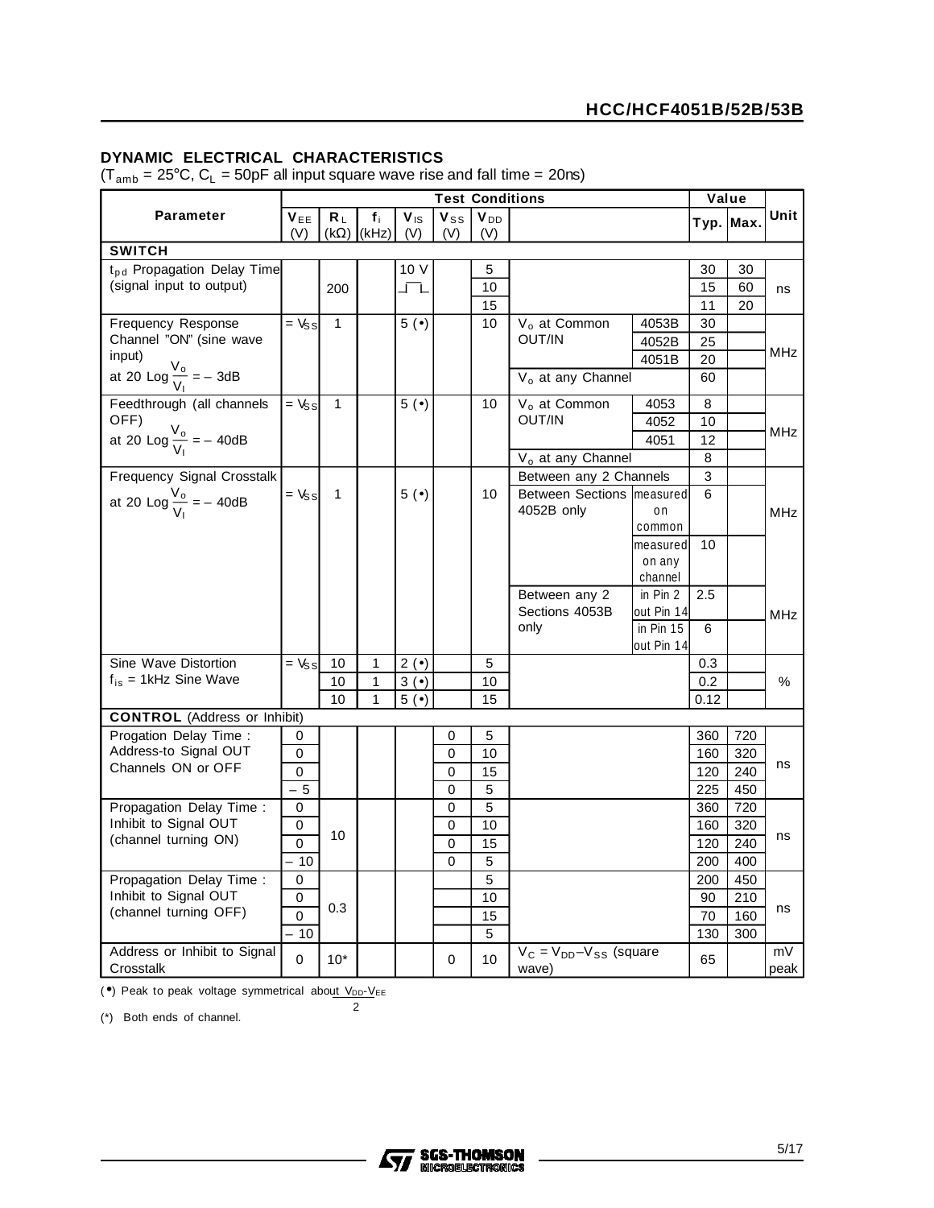## DYNAMIC ELECTRICAL CHARACTERISTICS

($T_{amb}$ = 25°C, $C_L$ = 50pF all input square wave rise and fall time = 20ns)

| Parameter | $V_{EE}$ (V) | $R_L$ (kΩ) | $f_i$ (kHz) | $V_{IS}$ (V) | $V_{SS}$ (V) | $V_{DD}$ (V) | Test Conditions | | Typ. | Max. | Unit |
|---|---|---|---|---|---|---|---|---|---|---|---|
| **SWITCH** | | | | | | | | | | | |
| $t_{pd}$ Propagation Delay Time (signal input to output) | | 200 | | 10 V (square pulse) | | 5 | | | 30 | 30 | ns |
| | | | | | | 10 | | | 15 | 60 | |
| | | | | | | 15 | | | 11 | 20 | |
| Frequency Response Channel "ON" (sine wave input) at $20 \text{ Log} \frac{V_o}{V_I} = -3\text{dB}$ | $= V_{SS}$ | 1 | | 5 (•) | | 10 | $V_o$ at Common OUT/IN | 4053B | 30 | | MHz |
| | | | | | | | | 4052B | 25 | | |
| | | | | | | | | 4051B | 20 | | |
| | | | | | | | $V_o$ at any Channel | | 60 | | |
| Feedthrough (all channels OFF) at $20 \text{ Log} \frac{V_o}{V_I} = -40\text{dB}$ | $= V_{SS}$ | 1 | | 5 (•) | | 10 | $V_o$ at Common OUT/IN | 4053 | 8 | | MHz |
| | | | | | | | | 4052 | 10 | | |
| | | | | | | | | 4051 | 12 | | |
| | | | | | | | $V_o$ at any Channel | | 8 | | |
| Frequency Signal Crosstalk at $20 \text{ Log} \frac{V_o}{V_I} = -40\text{dB}$ | $= V_{SS}$ | 1 | | 5 (•) | | 10 | Between any 2 Channels | | 3 | | MHz |
| | | | | | | | Between Sections 4052B only | measured on common | 6 | | |
| | | | | | | | | measured on any channel | 10 | | |
| | | | | | | | Between any 2 Sections 4053B only | in Pin 2 out Pin 14 | 2.5 | | MHz |
| | | | | | | | | in Pin 15 out Pin 14 | 6 | | |
| Sine Wave Distortion $f_{is}$ = 1kHz Sine Wave | $= V_{SS}$ | 10 | 1 | 2 (•) | | 5 | | | 0.3 | | % |
| | | 10 | 1 | 3 (•) | | 10 | | | 0.2 | | |
| | | 10 | 1 | 5 (•) | | 15 | | | 0.12 | | |
| **CONTROL** (Address or Inhibit) | | | | | | | | | | | |
| Progation Delay Time : Address-to Signal OUT Channels ON or OFF | 0 | | | | 0 | 5 | | | 360 | 720 | ns |
| | 0 | | | | 0 | 10 | | | 160 | 320 | |
| | 0 | | | | 0 | 15 | | | 120 | 240 | |
| | – 5 | | | | 0 | 5 | | | 225 | 450 | |
| Propagation Delay Time : Inhibit to Signal OUT (channel turning ON) | 0 | 10 | | | 0 | 5 | | | 360 | 720 | ns |
| | 0 | | | | 0 | 10 | | | 160 | 320 | |
| | 0 | | | | 0 | 15 | | | 120 | 240 | |
| | – 10 | | | | 0 | 5 | | | 200 | 400 | |
| Propagation Delay Time : Inhibit to Signal OUT (channel turning OFF) | 0 | 0.3 | | | | 5 | | | 200 | 450 | ns |
| | 0 | | | | | 10 | | | 90 | 210 | |
| | 0 | | | | | 15 | | | 70 | 160 | |
| | – 10 | | | | | 5 | | | 130 | 300 | |
| Address or Inhibit to Signal Crosstalk | 0 | 10* | | | 0 | 10 | $V_C = V_{DD} - V_{SS}$ (square wave) | | 65 | | mV peak |

(•) Peak to peak voltage symmetrical about $\frac{V_{DD}-V_{EE}}{2}$

(*) Both ends of channel.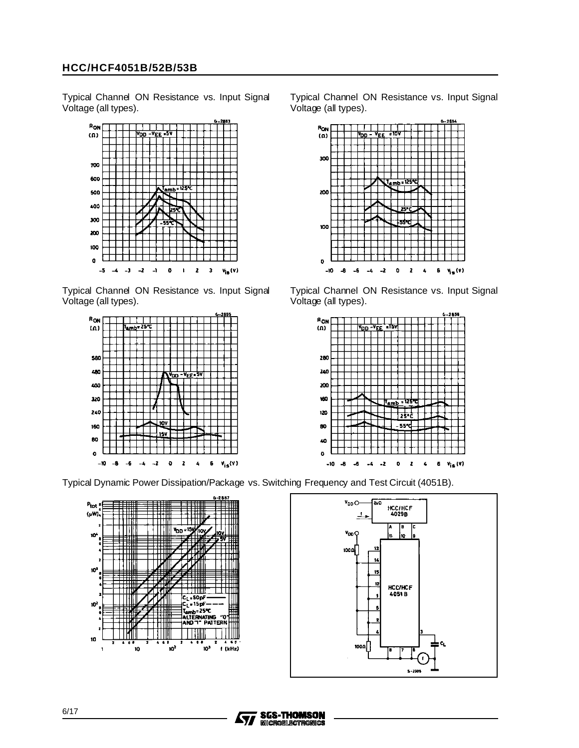Typical Channel ON Resistance vs. Input Signal Voltage (all types).

Typical Channel ON Resistance vs. Input Signal Voltage (all types).

Typical Channel ON Resistance vs. Input Signal Voltage (all types).

Typical Channel ON Resistance vs. Input Signal Voltage (all types).

Typical Dynamic Power Dissipation/Package vs. Switching Frequency and Test Circuit (4051B).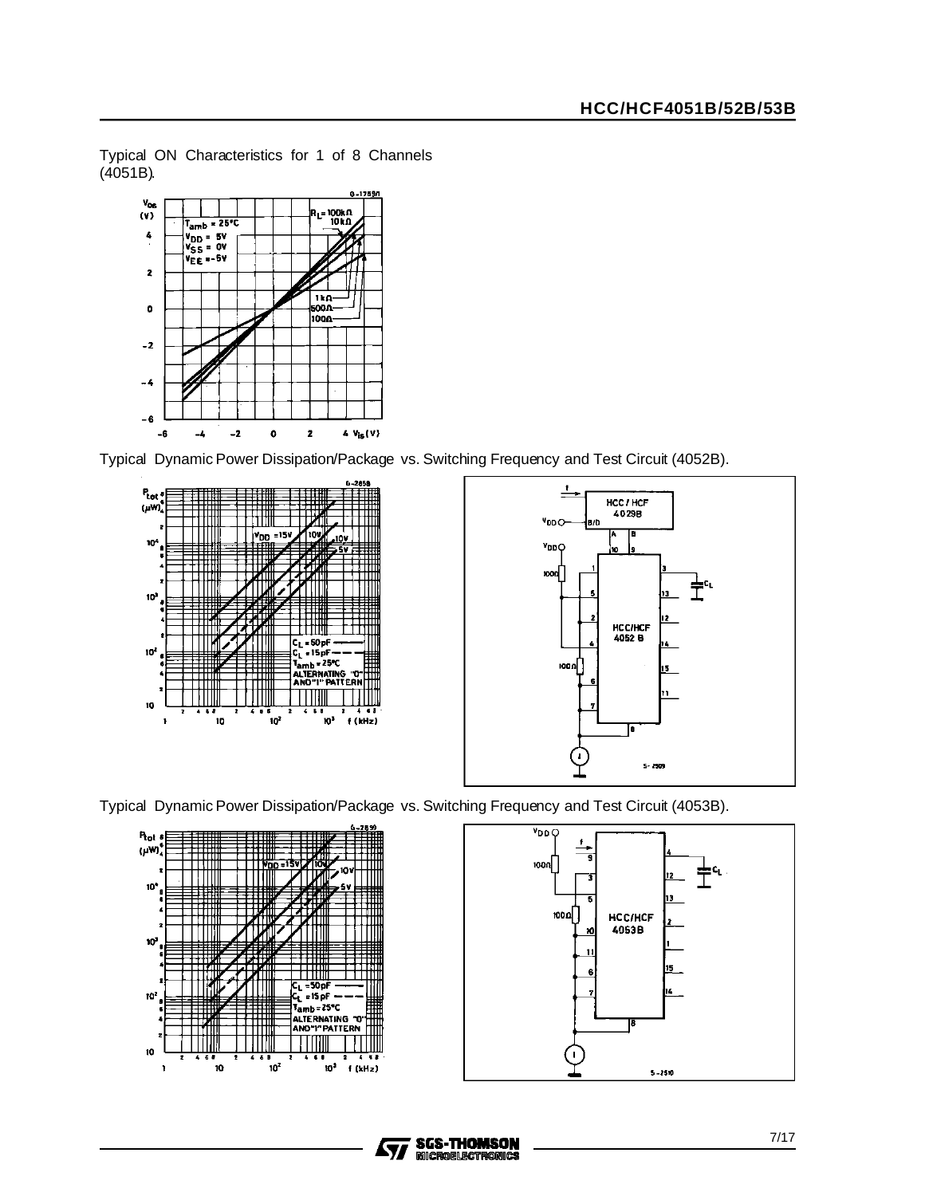Typical ON Characteristics for 1 of 8 Channels (4051B).

Typical Dynamic Power Dissipation/Package vs. Switching Frequency and Test Circuit (4052B).

Typical Dynamic Power Dissipation/Package vs. Switching Frequency and Test Circuit (4053B).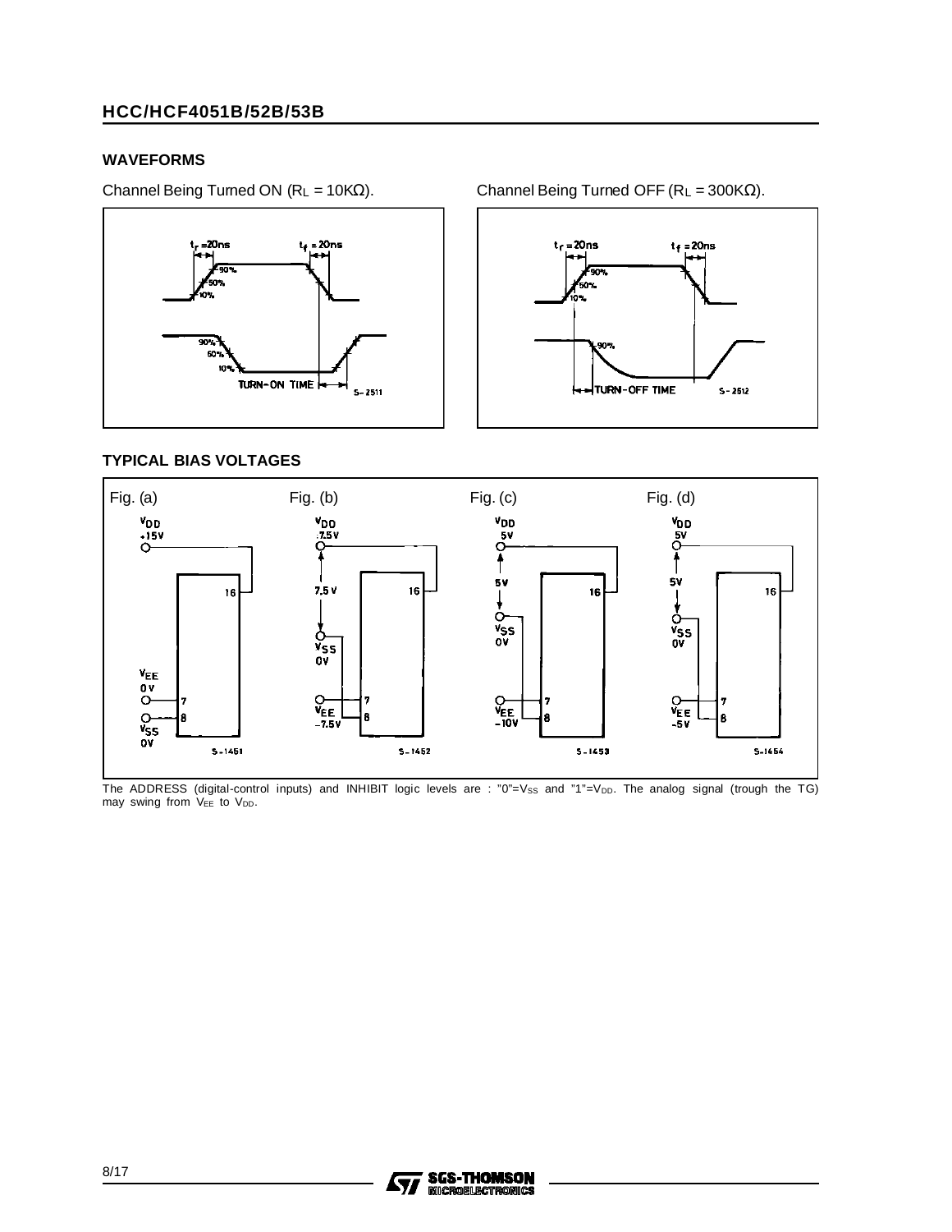## WAVEFORMS

Channel Being Turned ON ($R_L$ = 10KΩ).

Channel Being Turned OFF ($R_L$ = 300KΩ).

## TYPICAL BIAS VOLTAGES

Fig. (a) Fig. (b) Fig. (c) Fig. (d)

The ADDRESS (digital-control inputs) and INHIBIT logic levels are : "0"=$V_{SS}$ and "1"=$V_{DD}$. The analog signal (trough the TG) may swing from $V_{EE}$ to $V_{DD}$.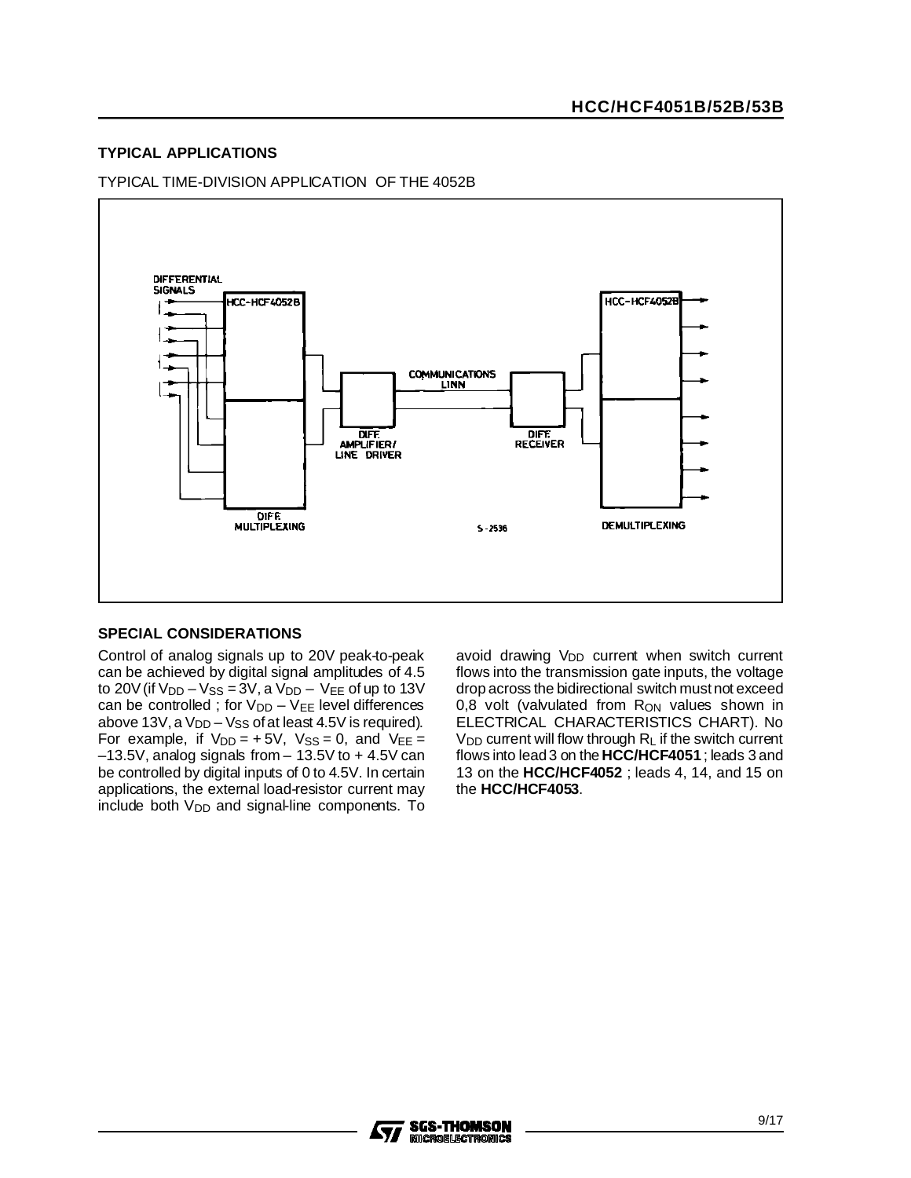## TYPICAL APPLICATIONS

TYPICAL TIME-DIVISION APPLICATION OF THE 4052B

## SPECIAL CONSIDERATIONS

Control of analog signals up to 20V peak-to-peak can be achieved by digital signal amplitudes of 4.5 to 20V (if $V_{DD} - V_{SS} = 3V$, a $V_{DD} - V_{EE}$ of up to 13V can be controlled ; for $V_{DD} - V_{EE}$ level differences above 13V, a $V_{DD} - V_{SS}$ of at least 4.5V is required). For example, if $V_{DD} = +5V$, $V_{SS} = 0$, and $V_{EE} = -13.5V$, analog signals from $-13.5V$ to $+4.5V$ can be controlled by digital inputs of 0 to 4.5V. In certain applications, the external load-resistor current may include both $V_{DD}$ and signal-line components. To avoid drawing $V_{DD}$ current when switch current flows into the transmission gate inputs, the voltage drop across the bidirectional switch must not exceed 0,8 volt (valvulated from $R_{ON}$ values shown in ELECTRICAL CHARACTERISTICS CHART). No $V_{DD}$ current will flow through $R_L$ if the switch current flows into lead 3 on the **HCC/HCF4051** ; leads 3 and 13 on the **HCC/HCF4052** ; leads 4, 14, and 15 on the **HCC/HCF4053**.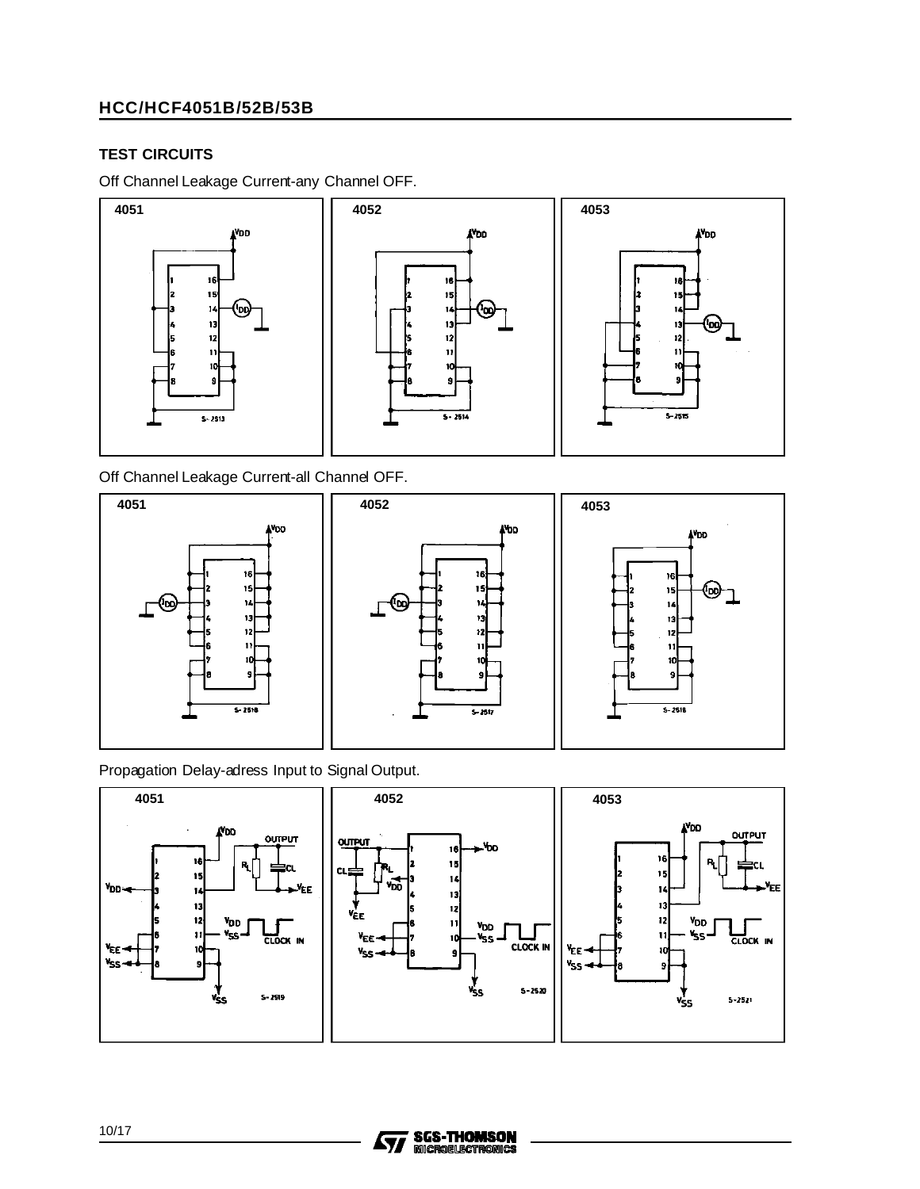## TEST CIRCUITS

Off Channel Leakage Current-any Channel OFF.

Off Channel Leakage Current-all Channel OFF.

Propagation Delay-adress Input to Signal Output.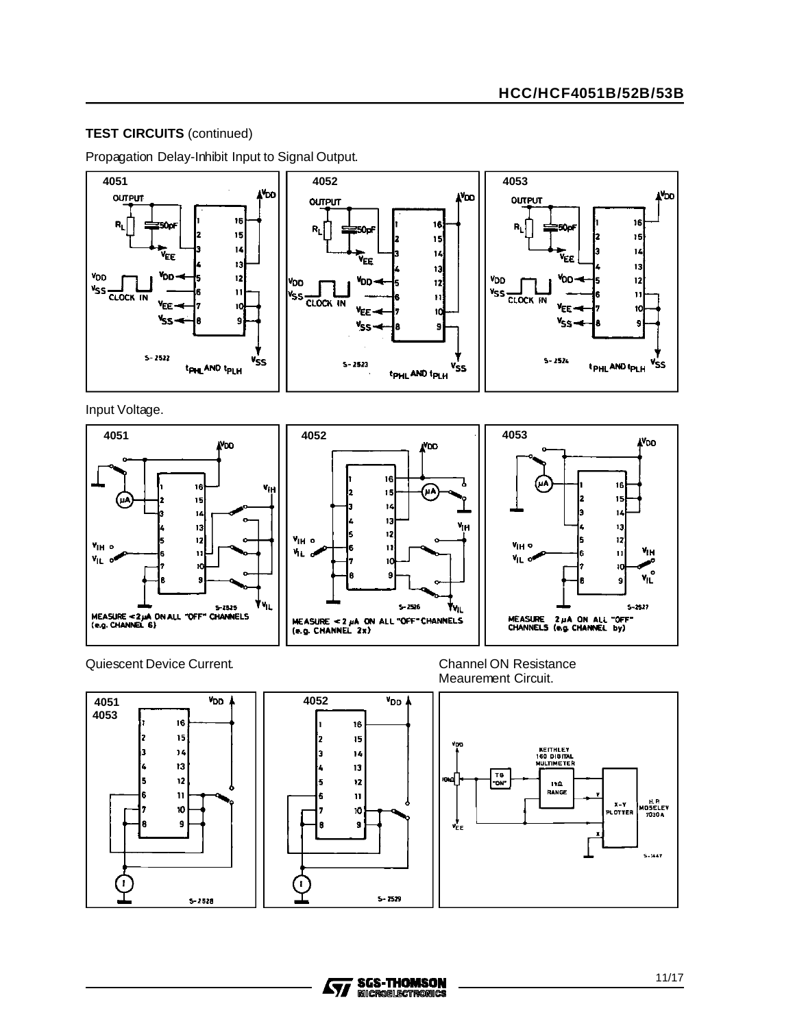## TEST CIRCUITS (continued)

Propagation Delay-Inhibit Input to Signal Output.

4051

OUTPUT

$R_L$ 50pF

$V_{EE}$

$V_{DD}$ $V_{SS}$ CLOCK IN

$V_{DD}$ $V_{EE}$ $V_{SS}$

$V_{DD}$ $V_{SS}$

S-2522 $t_{PHL}$ AND $t_{PLH}$

4052

OUTPUT

$R_L$ 50pF

$V_{EE}$

$V_{DD}$ $V_{SS}$ CLOCK IN

$V_{DD}$ $V_{EE}$ $V_{SS}$

$V_{DD}$ $V_{SS}$

S-2523 $t_{PHL}$ AND $t_{PLH}$

4053

OUTPUT

$R_L$ 50pF

$V_{EE}$

$V_{DD}$ $V_{SS}$ CLOCK IN

$V_{DD}$ $V_{EE}$ $V_{SS}$

$V_{DD}$ $V_{SS}$

S-2524 $t_{PHL}$ AND $t_{PLH}$

Input Voltage.

4051

MEASURE < 2 µA ON ALL "OFF" CHANNELS (e.g. CHANNEL 6)

S-2525

4052

MEASURE < 2 µA ON ALL "OFF" CHANNELS (e.g. CHANNEL 2x)

S-2526

4053

MEASURE 2 µA ON ALL "OFF" CHANNELS (e.g. CHANNEL by)

S-2527

Quiescent Device Current.

4051
4053

S-2528

4052

S-2529

Channel ON Resistance Meaurement Circuit.

$V_{DD}$ 10kΩ $V_{EE}$ TG "ON" KEITHLEY 160 DIGITAL MULTIMETER 1kΩ RANGE X-Y PLOTTER H.P. MOSELEY 7030A

S-1447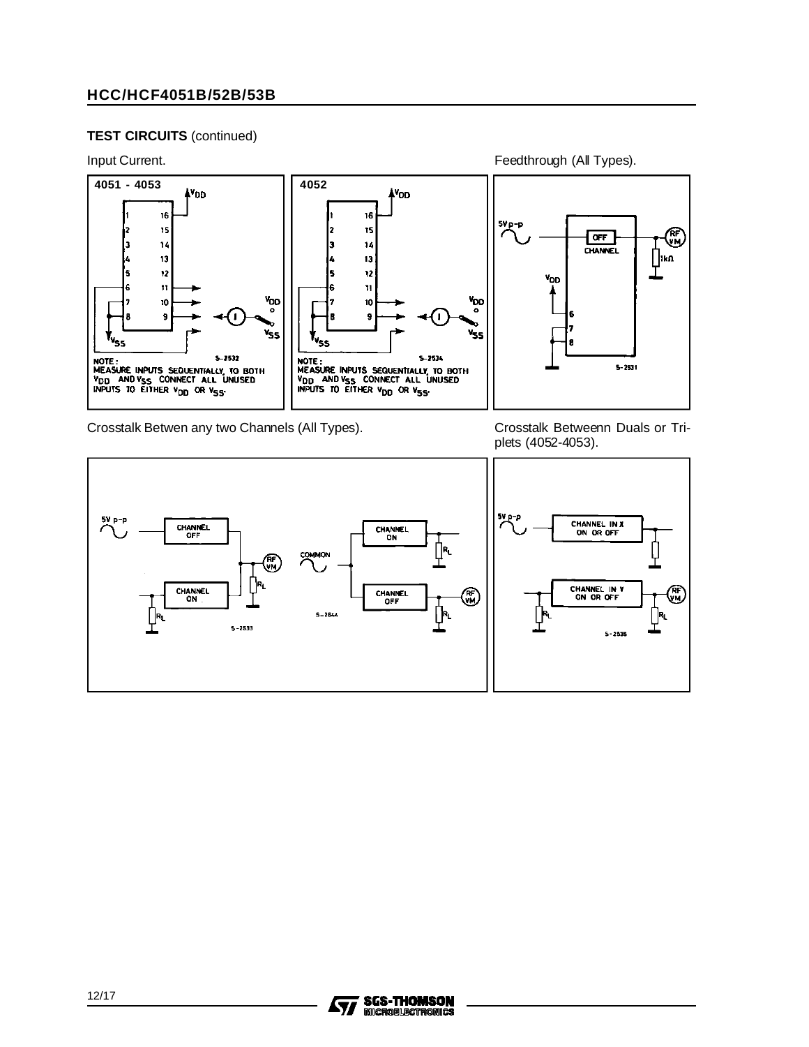## TEST CIRCUITS (continued)

Input Current.

4051 - 4053

NOTE :
MEASURE INPUTS SEQUENTIALLY, TO BOTH $V_{DD}$ AND $V_{SS}$. CONNECT ALL UNUSED INPUTS TO EITHER $V_{DD}$ OR $V_{SS}$.

4052

NOTE :
MEASURE INPUTS SEQUENTIALLY, TO BOTH $V_{DD}$ AND $V_{SS}$. CONNECT ALL UNUSED INPUTS TO EITHER $V_{DD}$ OR $V_{SS}$.

Feedthrough (All Types).

Crosstalk Betwen any two Channels (All Types).

Crosstalk Betweenn Duals or Triplets (4052-4053).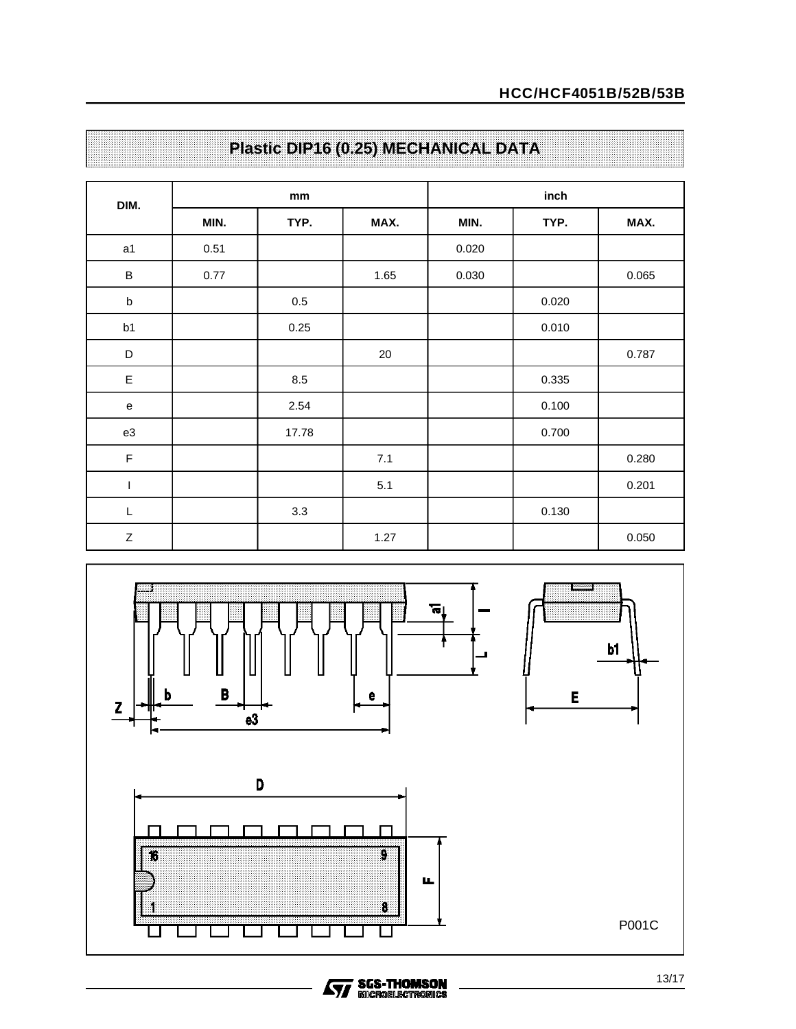## Plastic DIP16 (0.25) MECHANICAL DATA

| DIM. | mm | | | inch | | |
|---|---|---|---|---|---|---|
| | MIN. | TYP. | MAX. | MIN. | TYP. | MAX. |
| a1 | 0.51 | | | 0.020 | | |
| B | 0.77 | | 1.65 | 0.030 | | 0.065 |
| b | | 0.5 | | | 0.020 | |
| b1 | | 0.25 | | | 0.010 | |
| D | | | 20 | | | 0.787 |
| E | | 8.5 | | | 0.335 | |
| e | | 2.54 | | | 0.100 | |
| e3 | | 17.78 | | | 0.700 | |
| F | | | 7.1 | | | 0.280 |
| I | | | 5.1 | | | 0.201 |
| L | | 3.3 | | | 0.130 | |
| Z | | | 1.27 | | | 0.050 |

P001C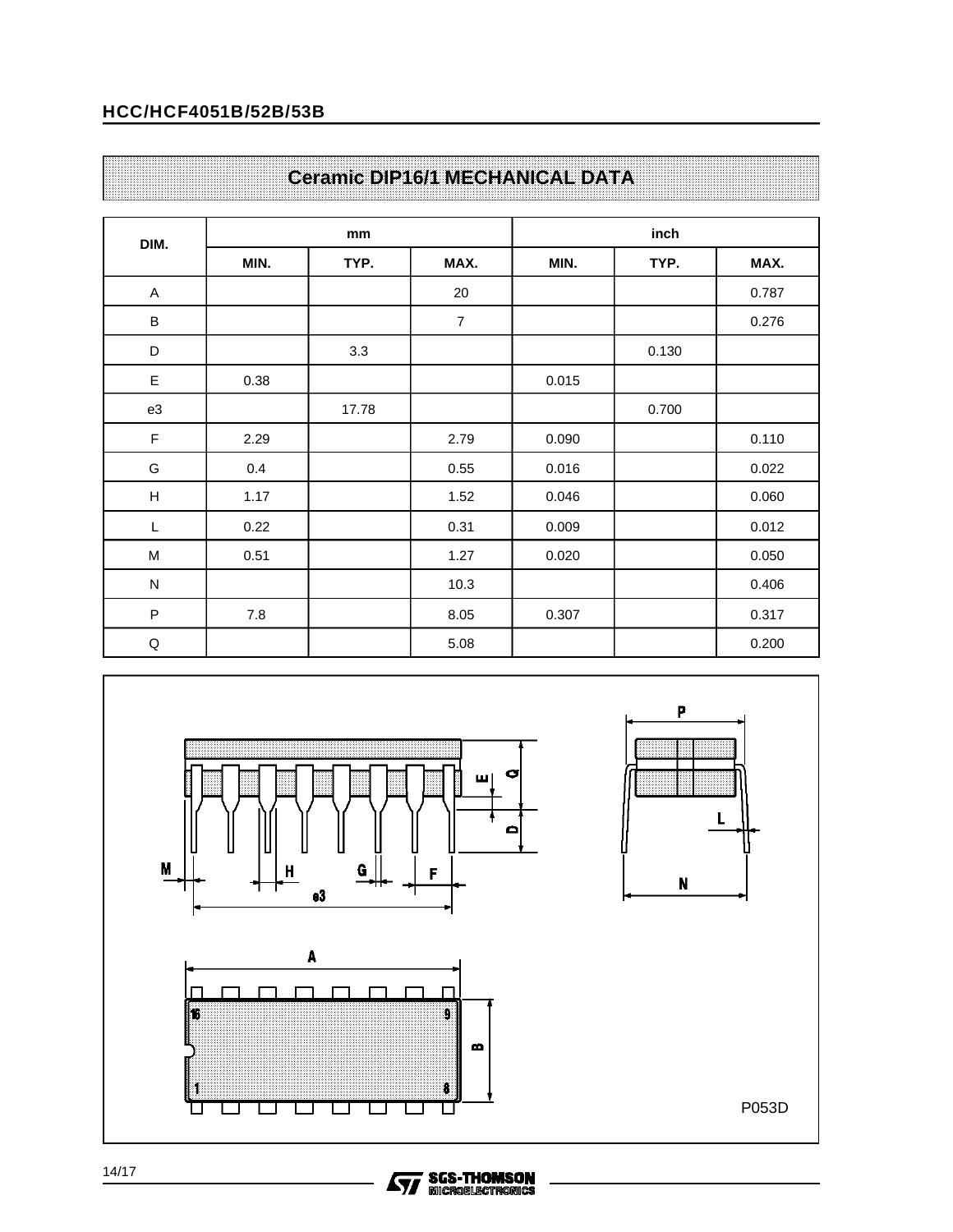## Ceramic DIP16/1 MECHANICAL DATA

| DIM. | mm | | | inch | | |
|---|---|---|---|---|---|---|
| | MIN. | TYP. | MAX. | MIN. | TYP. | MAX. |
| A | | | 20 | | | 0.787 |
| B | | | 7 | | | 0.276 |
| D | | 3.3 | | | 0.130 | |
| E | 0.38 | | | 0.015 | | |
| e3 | | 17.78 | | | 0.700 | |
| F | 2.29 | | 2.79 | 0.090 | | 0.110 |
| G | 0.4 | | 0.55 | 0.016 | | 0.022 |
| H | 1.17 | | 1.52 | 0.046 | | 0.060 |
| L | 0.22 | | 0.31 | 0.009 | | 0.012 |
| M | 0.51 | | 1.27 | 0.020 | | 0.050 |
| N | | | 10.3 | | | 0.406 |
| P | 7.8 | | 8.05 | 0.307 | | 0.317 |
| Q | | | 5.08 | | | 0.200 |

P053D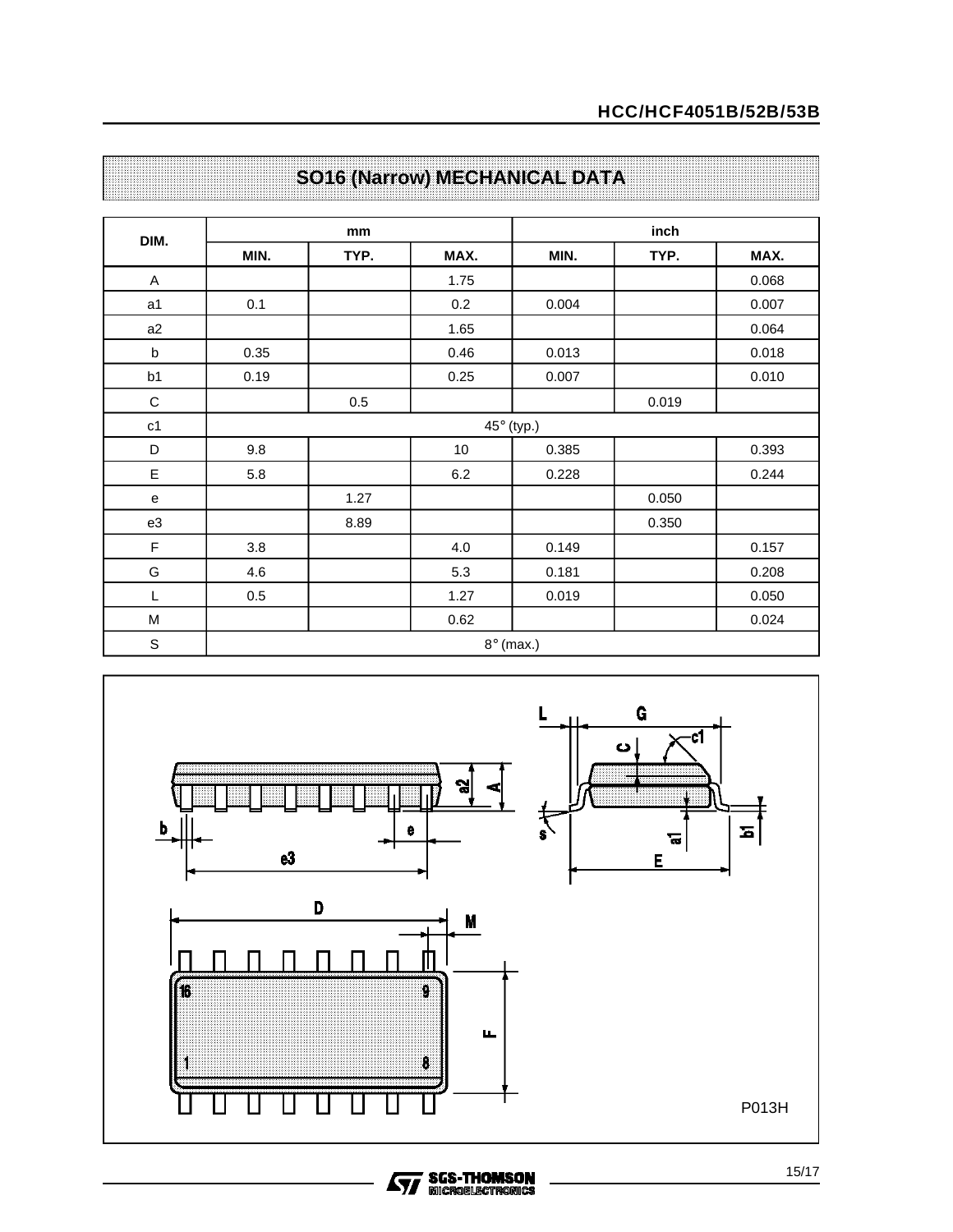## SO16 (Narrow) MECHANICAL DATA

| DIM. | mm | | | inch | | |
|---|---|---|---|---|---|---|
| | MIN. | TYP. | MAX. | MIN. | TYP. | MAX. |
| A | | | 1.75 | | | 0.068 |
| a1 | 0.1 | | 0.2 | 0.004 | | 0.007 |
| a2 | | | 1.65 | | | 0.064 |
| b | 0.35 | | 0.46 | 0.013 | | 0.018 |
| b1 | 0.19 | | 0.25 | 0.007 | | 0.010 |
| C | | 0.5 | | | 0.019 | |
| c1 | 45° (typ.) | | | | | |
| D | 9.8 | | 10 | 0.385 | | 0.393 |
| E | 5.8 | | 6.2 | 0.228 | | 0.244 |
| e | | 1.27 | | | 0.050 | |
| e3 | | 8.89 | | | 0.350 | |
| F | 3.8 | | 4.0 | 0.149 | | 0.157 |
| G | 4.6 | | 5.3 | 0.181 | | 0.208 |
| L | 0.5 | | 1.27 | 0.019 | | 0.050 |
| M | | | 0.62 | | | 0.024 |
| S | 8° (max.) | | | | | |

P013H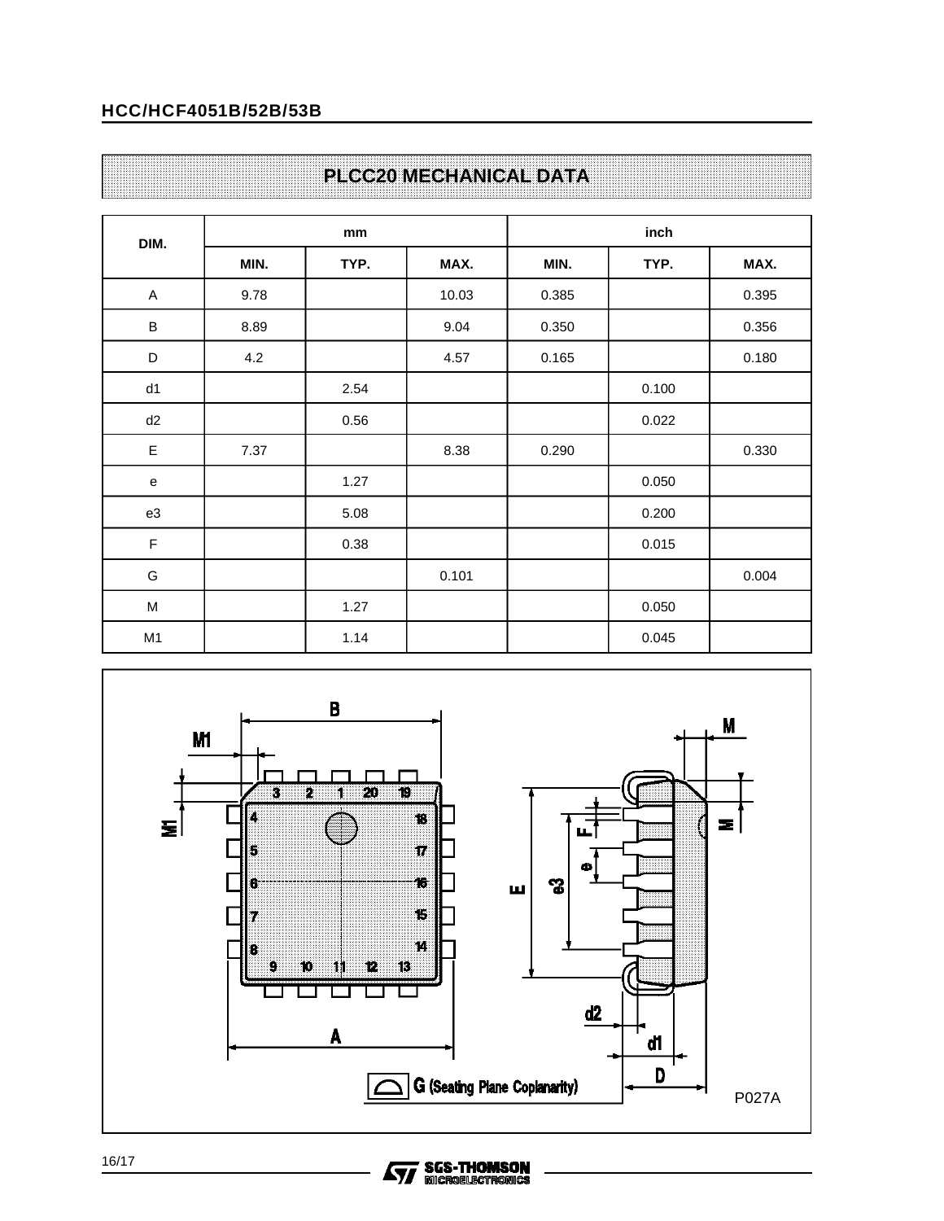## PLCC20 MECHANICAL DATA

| DIM. | mm | | | inch | | |
|---|---|---|---|---|---|---|
| | MIN. | TYP. | MAX. | MIN. | TYP. | MAX. |
| A | 9.78 | | 10.03 | 0.385 | | 0.395 |
| B | 8.89 | | 9.04 | 0.350 | | 0.356 |
| D | 4.2 | | 4.57 | 0.165 | | 0.180 |
| d1 | | 2.54 | | | 0.100 | |
| d2 | | 0.56 | | | 0.022 | |
| E | 7.37 | | 8.38 | 0.290 | | 0.330 |
| e | | 1.27 | | | 0.050 | |
| e3 | | 5.08 | | | 0.200 | |
| F | | 0.38 | | | 0.015 | |
| G | | | 0.101 | | | 0.004 |
| M | | 1.27 | | | 0.050 | |
| M1 | | 1.14 | | | 0.045 | |

G (Seating Plane Coplanarity)

P027A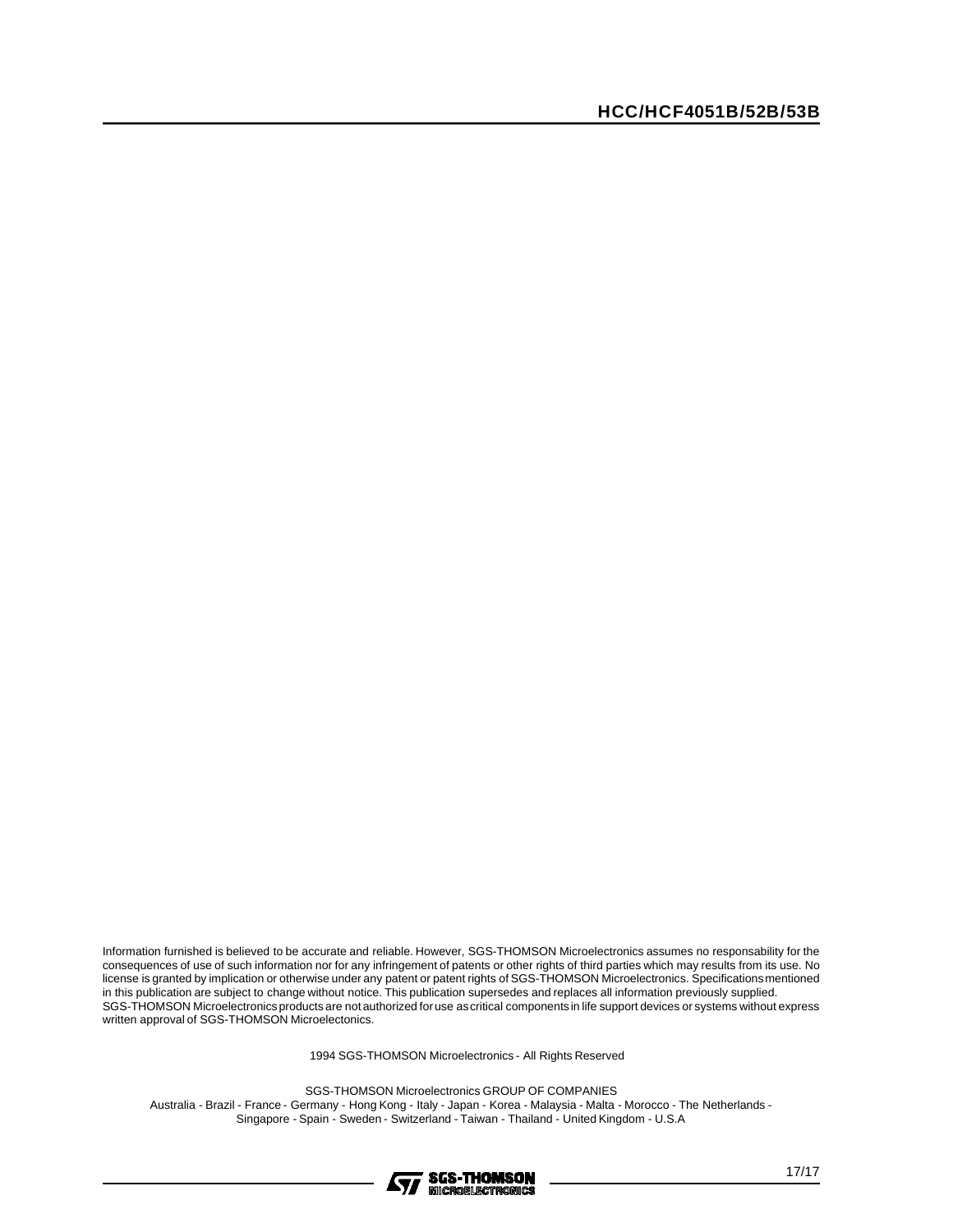Information furnished is believed to be accurate and reliable. However, SGS-THOMSON Microelectronics assumes no responsability for the consequences of use of such information nor for any infringement of patents or other rights of third parties which may results from its use. No license is granted by implication or otherwise under any patent or patent rights of SGS-THOMSON Microelectronics. Specifications mentioned in this publication are subject to change without notice. This publication supersedes and replaces all information previously supplied. SGS-THOMSON Microelectronics products are not authorized for use as critical components in life support devices or systems without express written approval of SGS-THOMSON Microelectonics.

1994 SGS-THOMSON Microelectronics - All Rights Reserved

SGS-THOMSON Microelectronics GROUP OF COMPANIES

Australia - Brazil - France - Germany - Hong Kong - Italy - Japan - Korea - Malaysia - Malta - Morocco - The Netherlands - Singapore - Spain - Sweden - Switzerland - Taiwan - Thailand - United Kingdom - U.S.A